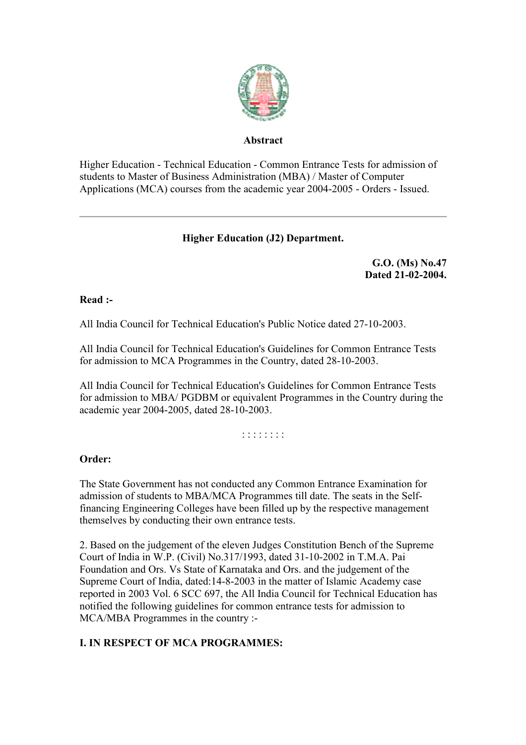**Abstract**

Higher Education - Technical Education - Common Entrance Tests for admission of students to Master of Business Administration (MBA) / Master of Computer Applications (MCA) courses from the academic year 2004-2005 - Orders - Issued.

---

**Higher Education (J2) Department.**

**G.O. (Ms) No.47**
**Dated 21-02-2004.**

**Read :-**

All India Council for Technical Education's Public Notice dated 27-10-2003.

All India Council for Technical Education's Guidelines for Common Entrance Tests for admission to MCA Programmes in the Country, dated 28-10-2003.

All India Council for Technical Education's Guidelines for Common Entrance Tests for admission to MBA/ PGDBM or equivalent Programmes in the Country during the academic year 2004-2005, dated 28-10-2003.

: : : : : : : :

**Order:**

The State Government has not conducted any Common Entrance Examination for admission of students to MBA/MCA Programmes till date. The seats in the Self-financing Engineering Colleges have been filled up by the respective management themselves by conducting their own entrance tests.

2. Based on the judgement of the eleven Judges Constitution Bench of the Supreme Court of India in W.P. (Civil) No.317/1993, dated 31-10-2002 in T.M.A. Pai Foundation and Ors. Vs State of Karnataka and Ors. and the judgement of the Supreme Court of India, dated:14-8-2003 in the matter of Islamic Academy case reported in 2003 Vol. 6 SCC 697, the All India Council for Technical Education has notified the following guidelines for common entrance tests for admission to MCA/MBA Programmes in the country :-

**I. IN RESPECT OF MCA PROGRAMMES:**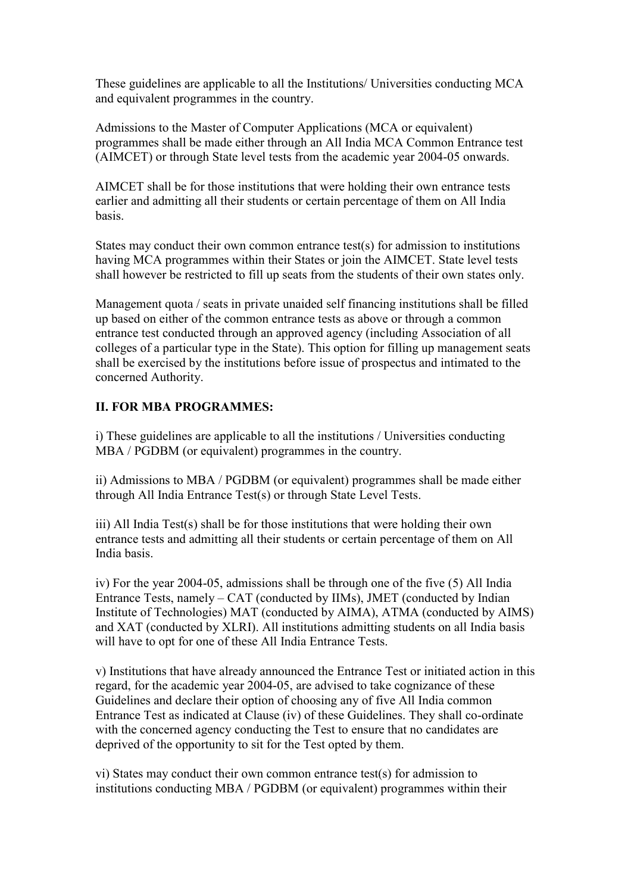These guidelines are applicable to all the Institutions/ Universities conducting MCA and equivalent programmes in the country.

Admissions to the Master of Computer Applications (MCA or equivalent) programmes shall be made either through an All India MCA Common Entrance test (AIMCET) or through State level tests from the academic year 2004-05 onwards.

AIMCET shall be for those institutions that were holding their own entrance tests earlier and admitting all their students or certain percentage of them on All India basis.

States may conduct their own common entrance test(s) for admission to institutions having MCA programmes within their States or join the AIMCET. State level tests shall however be restricted to fill up seats from the students of their own states only.

Management quota / seats in private unaided self financing institutions shall be filled up based on either of the common entrance tests as above or through a common entrance test conducted through an approved agency (including Association of all colleges of a particular type in the State). This option for filling up management seats shall be exercised by the institutions before issue of prospectus and intimated to the concerned Authority.

**II. FOR MBA PROGRAMMES:**

i) These guidelines are applicable to all the institutions / Universities conducting MBA / PGDBM (or equivalent) programmes in the country.

ii) Admissions to MBA / PGDBM (or equivalent) programmes shall be made either through All India Entrance Test(s) or through State Level Tests.

iii) All India Test(s) shall be for those institutions that were holding their own entrance tests and admitting all their students or certain percentage of them on All India basis.

iv) For the year 2004-05, admissions shall be through one of the five (5) All India Entrance Tests, namely – CAT (conducted by IIMs), JMET (conducted by Indian Institute of Technologies) MAT (conducted by AIMA), ATMA (conducted by AIMS) and XAT (conducted by XLRI). All institutions admitting students on all India basis will have to opt for one of these All India Entrance Tests.

v) Institutions that have already announced the Entrance Test or initiated action in this regard, for the academic year 2004-05, are advised to take cognizance of these Guidelines and declare their option of choosing any of five All India common Entrance Test as indicated at Clause (iv) of these Guidelines. They shall co-ordinate with the concerned agency conducting the Test to ensure that no candidates are deprived of the opportunity to sit for the Test opted by them.

vi) States may conduct their own common entrance test(s) for admission to institutions conducting MBA / PGDBM (or equivalent) programmes within their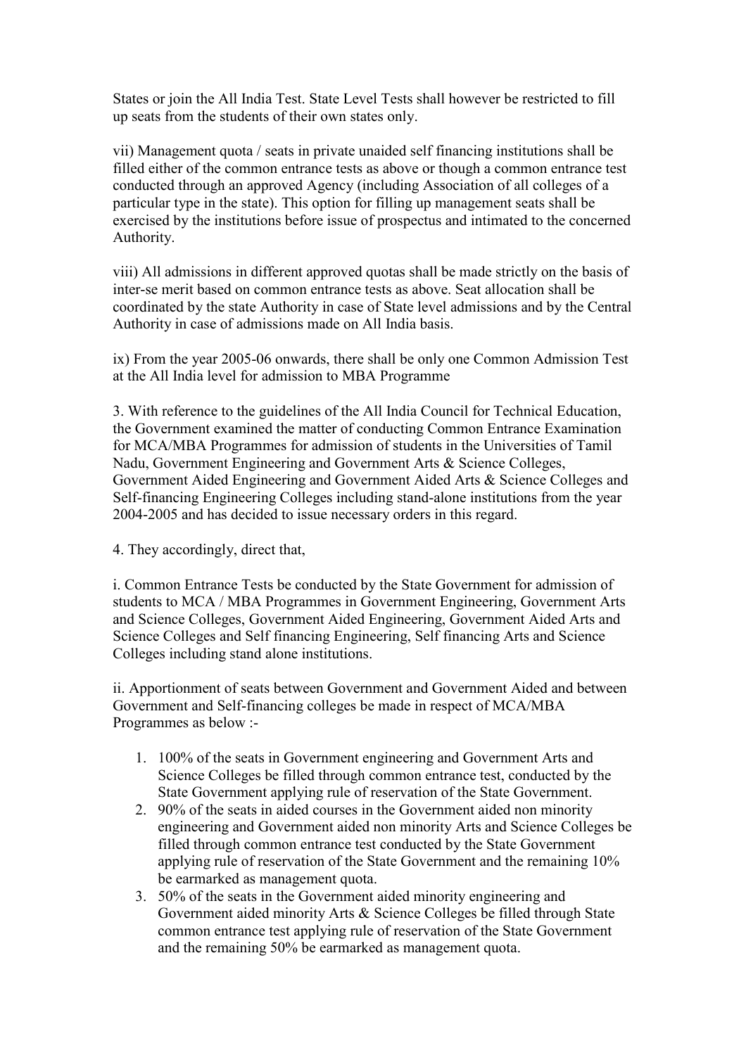States or join the All India Test. State Level Tests shall however be restricted to fill up seats from the students of their own states only.

vii) Management quota / seats in private unaided self financing institutions shall be filled either of the common entrance tests as above or though a common entrance test conducted through an approved Agency (including Association of all colleges of a particular type in the state). This option for filling up management seats shall be exercised by the institutions before issue of prospectus and intimated to the concerned Authority.

viii) All admissions in different approved quotas shall be made strictly on the basis of inter-se merit based on common entrance tests as above. Seat allocation shall be coordinated by the state Authority in case of State level admissions and by the Central Authority in case of admissions made on All India basis.

ix) From the year 2005-06 onwards, there shall be only one Common Admission Test at the All India level for admission to MBA Programme

3. With reference to the guidelines of the All India Council for Technical Education, the Government examined the matter of conducting Common Entrance Examination for MCA/MBA Programmes for admission of students in the Universities of Tamil Nadu, Government Engineering and Government Arts & Science Colleges, Government Aided Engineering and Government Aided Arts & Science Colleges and Self-financing Engineering Colleges including stand-alone institutions from the year 2004-2005 and has decided to issue necessary orders in this regard.

4. They accordingly, direct that,

i. Common Entrance Tests be conducted by the State Government for admission of students to MCA / MBA Programmes in Government Engineering, Government Arts and Science Colleges, Government Aided Engineering, Government Aided Arts and Science Colleges and Self financing Engineering, Self financing Arts and Science Colleges including stand alone institutions.

ii. Apportionment of seats between Government and Government Aided and between Government and Self-financing colleges be made in respect of MCA/MBA Programmes as below :-

1. 100% of the seats in Government engineering and Government Arts and Science Colleges be filled through common entrance test, conducted by the State Government applying rule of reservation of the State Government.
2. 90% of the seats in aided courses in the Government aided non minority engineering and Government aided non minority Arts and Science Colleges be filled through common entrance test conducted by the State Government applying rule of reservation of the State Government and the remaining 10% be earmarked as management quota.
3. 50% of the seats in the Government aided minority engineering and Government aided minority Arts & Science Colleges be filled through State common entrance test applying rule of reservation of the State Government and the remaining 50% be earmarked as management quota.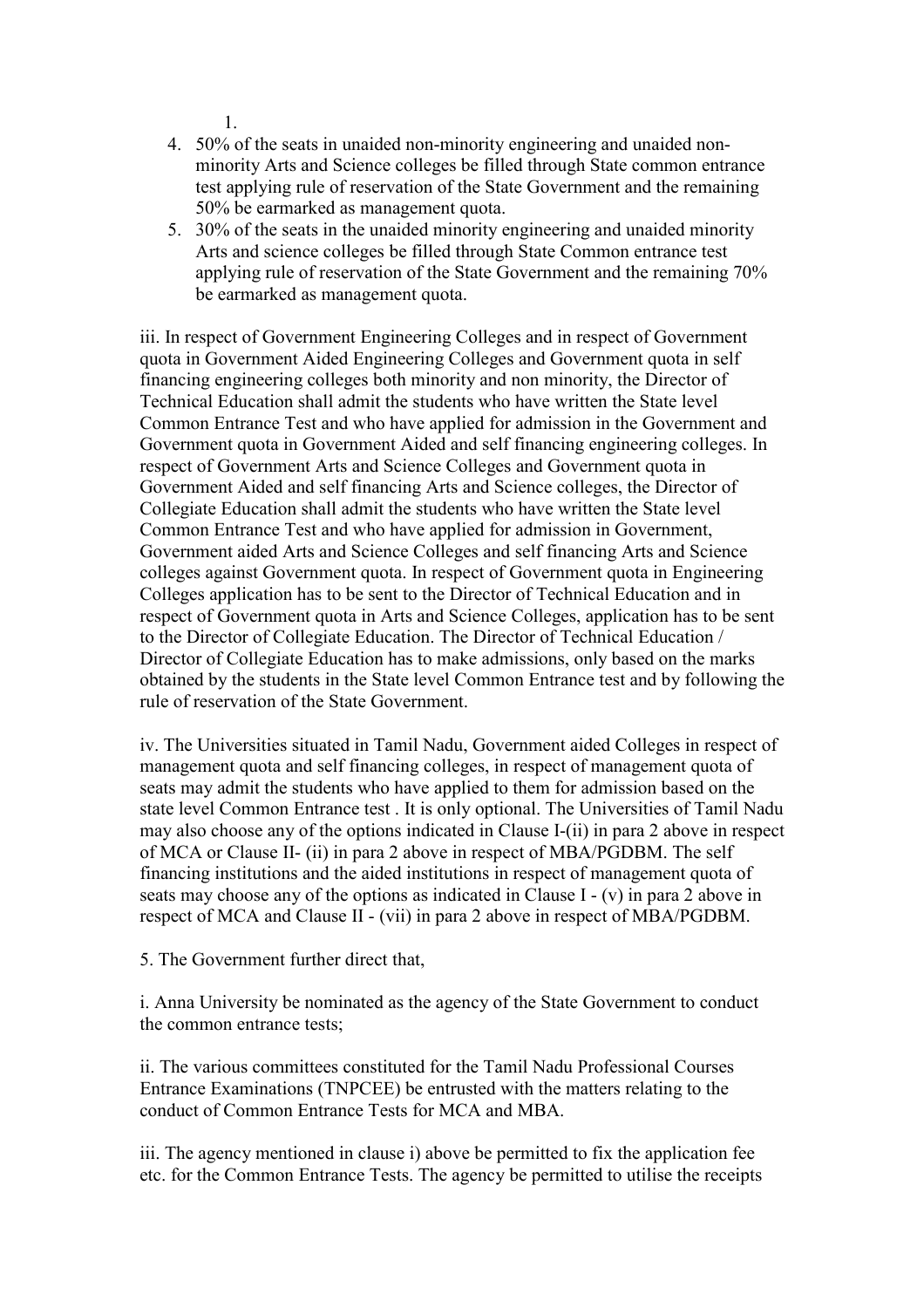1.

4. 50% of the seats in unaided non-minority engineering and unaided non-minority Arts and Science colleges be filled through State common entrance test applying rule of reservation of the State Government and the remaining 50% be earmarked as management quota.
5. 30% of the seats in the unaided minority engineering and unaided minority Arts and science colleges be filled through State Common entrance test applying rule of reservation of the State Government and the remaining 70% be earmarked as management quota.

iii. In respect of Government Engineering Colleges and in respect of Government quota in Government Aided Engineering Colleges and Government quota in self financing engineering colleges both minority and non minority, the Director of Technical Education shall admit the students who have written the State level Common Entrance Test and who have applied for admission in the Government and Government quota in Government Aided and self financing engineering colleges. In respect of Government Arts and Science Colleges and Government quota in Government Aided and self financing Arts and Science colleges, the Director of Collegiate Education shall admit the students who have written the State level Common Entrance Test and who have applied for admission in Government, Government aided Arts and Science Colleges and self financing Arts and Science colleges against Government quota. In respect of Government quota in Engineering Colleges application has to be sent to the Director of Technical Education and in respect of Government quota in Arts and Science Colleges, application has to be sent to the Director of Collegiate Education. The Director of Technical Education / Director of Collegiate Education has to make admissions, only based on the marks obtained by the students in the State level Common Entrance test and by following the rule of reservation of the State Government.

iv. The Universities situated in Tamil Nadu, Government aided Colleges in respect of management quota and self financing colleges, in respect of management quota of seats may admit the students who have applied to them for admission based on the state level Common Entrance test . It is only optional. The Universities of Tamil Nadu may also choose any of the options indicated in Clause I-(ii) in para 2 above in respect of MCA or Clause II- (ii) in para 2 above in respect of MBA/PGDBM. The self financing institutions and the aided institutions in respect of management quota of seats may choose any of the options as indicated in Clause I - (v) in para 2 above in respect of MCA and Clause II - (vii) in para 2 above in respect of MBA/PGDBM.

5. The Government further direct that,

i. Anna University be nominated as the agency of the State Government to conduct the common entrance tests;

ii. The various committees constituted for the Tamil Nadu Professional Courses Entrance Examinations (TNPCEE) be entrusted with the matters relating to the conduct of Common Entrance Tests for MCA and MBA.

iii. The agency mentioned in clause i) above be permitted to fix the application fee etc. for the Common Entrance Tests. The agency be permitted to utilise the receipts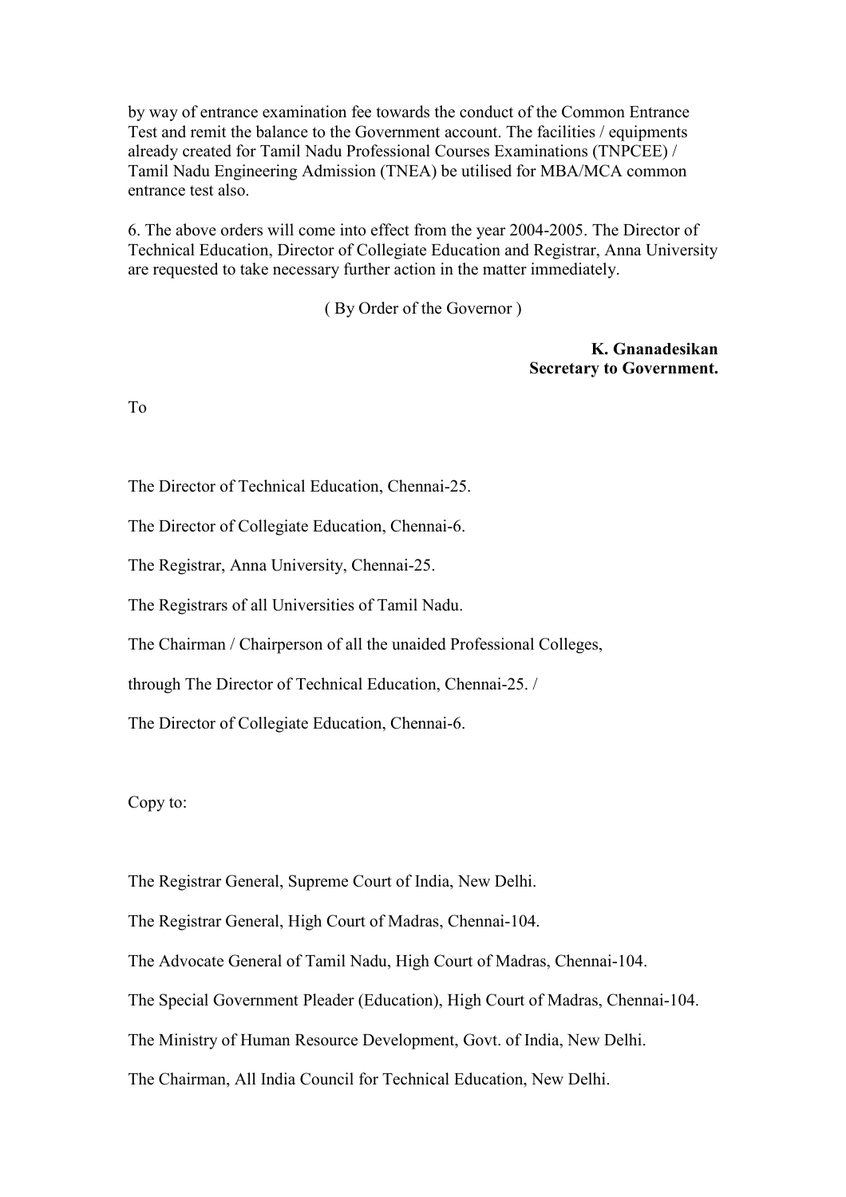by way of entrance examination fee towards the conduct of the Common Entrance Test and remit the balance to the Government account. The facilities / equipments already created for Tamil Nadu Professional Courses Examinations (TNPCEE) / Tamil Nadu Engineering Admission (TNEA) be utilised for MBA/MCA common entrance test also.

6. The above orders will come into effect from the year 2004-2005. The Director of Technical Education, Director of Collegiate Education and Registrar, Anna University are requested to take necessary further action in the matter immediately.

( By Order of the Governor )

**K. Gnanadesikan**
**Secretary to Government.**

To

The Director of Technical Education, Chennai-25.

The Director of Collegiate Education, Chennai-6.

The Registrar, Anna University, Chennai-25.

The Registrars of all Universities of Tamil Nadu.

The Chairman / Chairperson of all the unaided Professional Colleges,

through The Director of Technical Education, Chennai-25. /

The Director of Collegiate Education, Chennai-6.

Copy to:

The Registrar General, Supreme Court of India, New Delhi.

The Registrar General, High Court of Madras, Chennai-104.

The Advocate General of Tamil Nadu, High Court of Madras, Chennai-104.

The Special Government Pleader (Education), High Court of Madras, Chennai-104.

The Ministry of Human Resource Development, Govt. of India, New Delhi.

The Chairman, All India Council for Technical Education, New Delhi.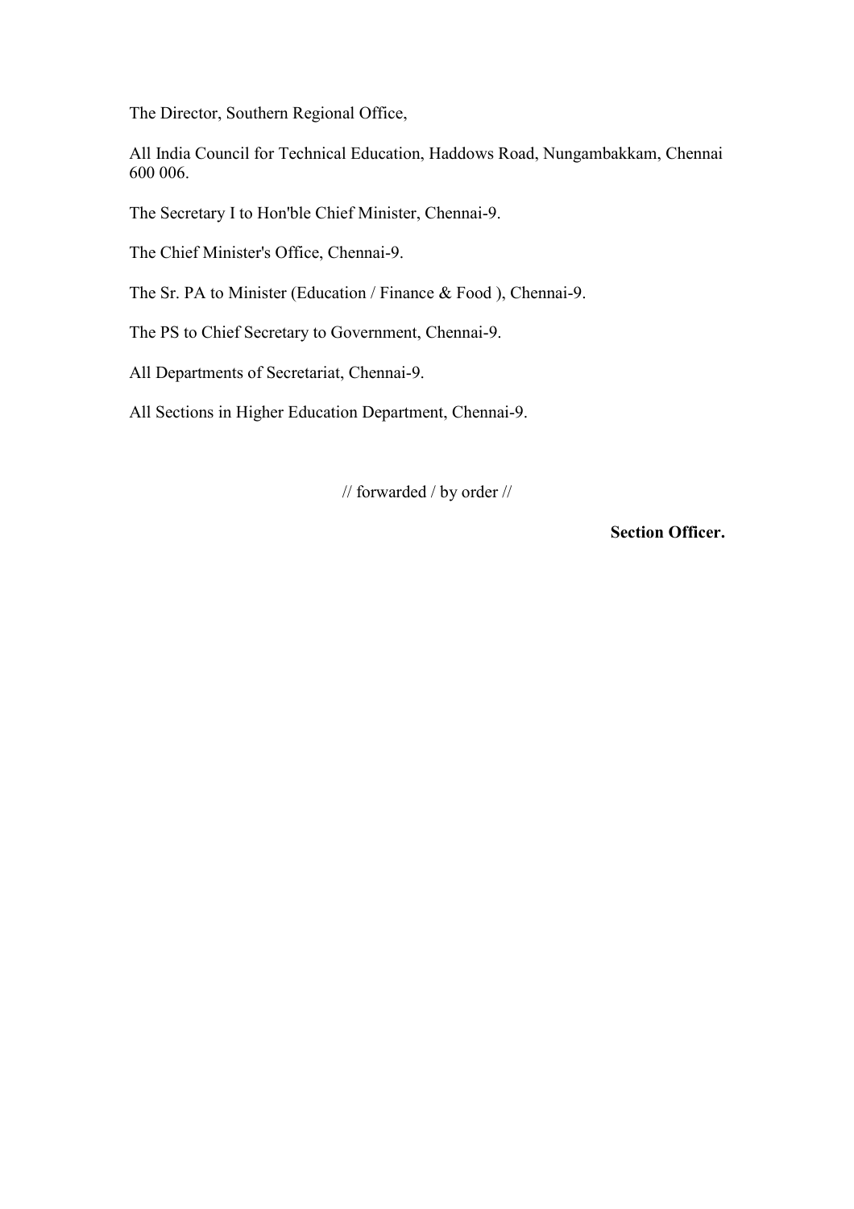The Director, Southern Regional Office,

All India Council for Technical Education, Haddows Road, Nungambakkam, Chennai 600 006.

The Secretary I to Hon'ble Chief Minister, Chennai-9.

The Chief Minister's Office, Chennai-9.

The Sr. PA to Minister (Education / Finance & Food ), Chennai-9.

The PS to Chief Secretary to Government, Chennai-9.

All Departments of Secretariat, Chennai-9.

All Sections in Higher Education Department, Chennai-9.

// forwarded / by order //

**Section Officer.**